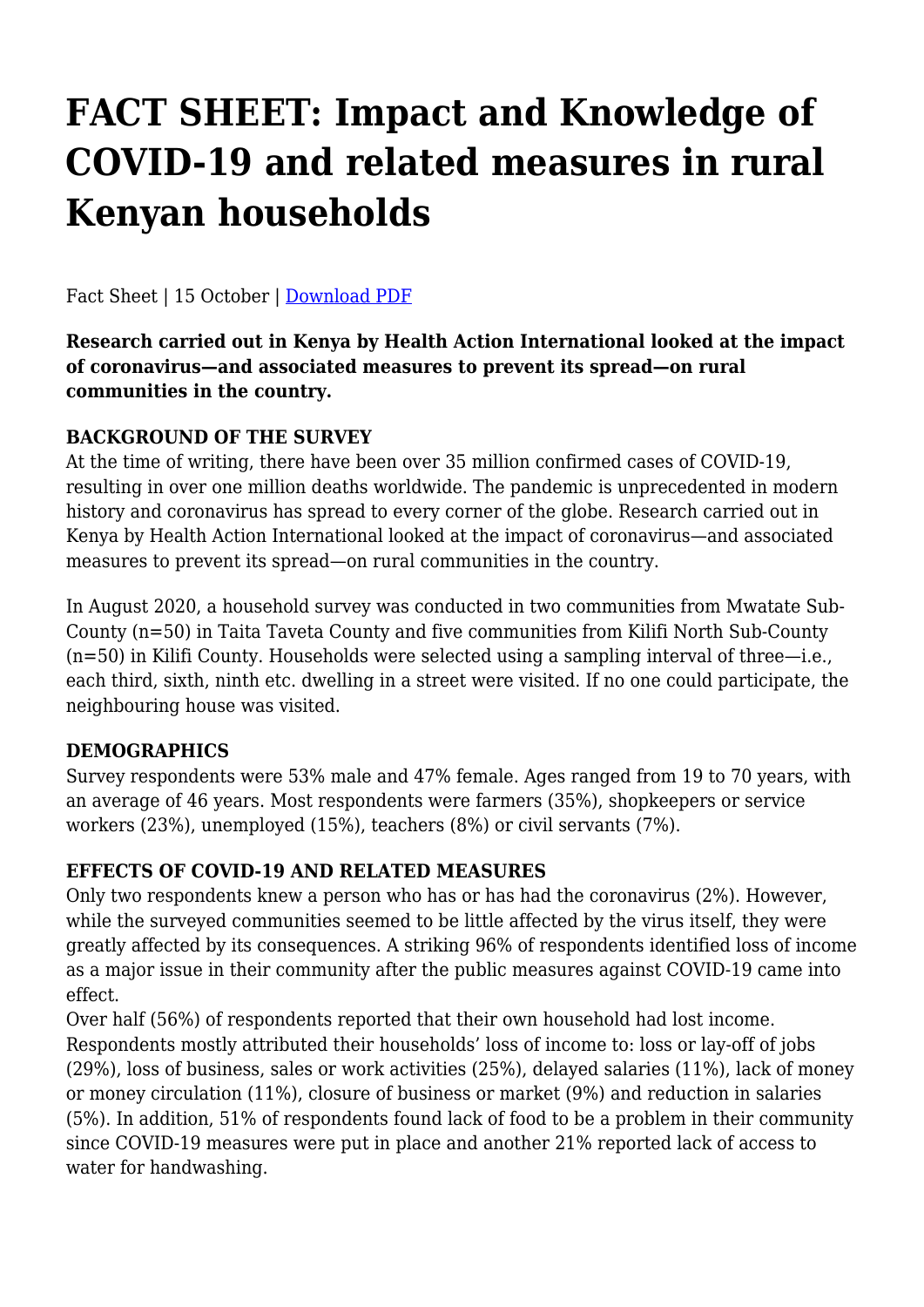# FACT SHEET: Impact and Knowledge of COVID-19 and related measures in rural Kenyan households

Fact Sheet | 15 October | [Download PDF]

**Research carried out in Kenya by Health Action International looked at the impact of coronavirus—and associated measures to prevent its spread—on rural communities in the country.**

**BACKGROUND OF THE SURVEY**

At the time of writing, there have been over 35 million confirmed cases of COVID-19, resulting in over one million deaths worldwide. The pandemic is unprecedented in modern history and coronavirus has spread to every corner of the globe. Research carried out in Kenya by Health Action International looked at the impact of coronavirus—and associated measures to prevent its spread—on rural communities in the country.

In August 2020, a household survey was conducted in two communities from Mwatate Sub-County (n=50) in Taita Taveta County and five communities from Kilifi North Sub-County (n=50) in Kilifi County. Households were selected using a sampling interval of three—i.e., each third, sixth, ninth etc. dwelling in a street were visited. If no one could participate, the neighbouring house was visited.

**DEMOGRAPHICS**

Survey respondents were 53% male and 47% female. Ages ranged from 19 to 70 years, with an average of 46 years. Most respondents were farmers (35%), shopkeepers or service workers (23%), unemployed (15%), teachers (8%) or civil servants (7%).

**EFFECTS OF COVID-19 AND RELATED MEASURES**

Only two respondents knew a person who has or has had the coronavirus (2%). However, while the surveyed communities seemed to be little affected by the virus itself, they were greatly affected by its consequences. A striking 96% of respondents identified loss of income as a major issue in their community after the public measures against COVID-19 came into effect.

Over half (56%) of respondents reported that their own household had lost income. Respondents mostly attributed their households' loss of income to: loss or lay-off of jobs (29%), loss of business, sales or work activities (25%), delayed salaries (11%), lack of money or money circulation (11%), closure of business or market (9%) and reduction in salaries (5%). In addition, 51% of respondents found lack of food to be a problem in their community since COVID-19 measures were put in place and another 21% reported lack of access to water for handwashing.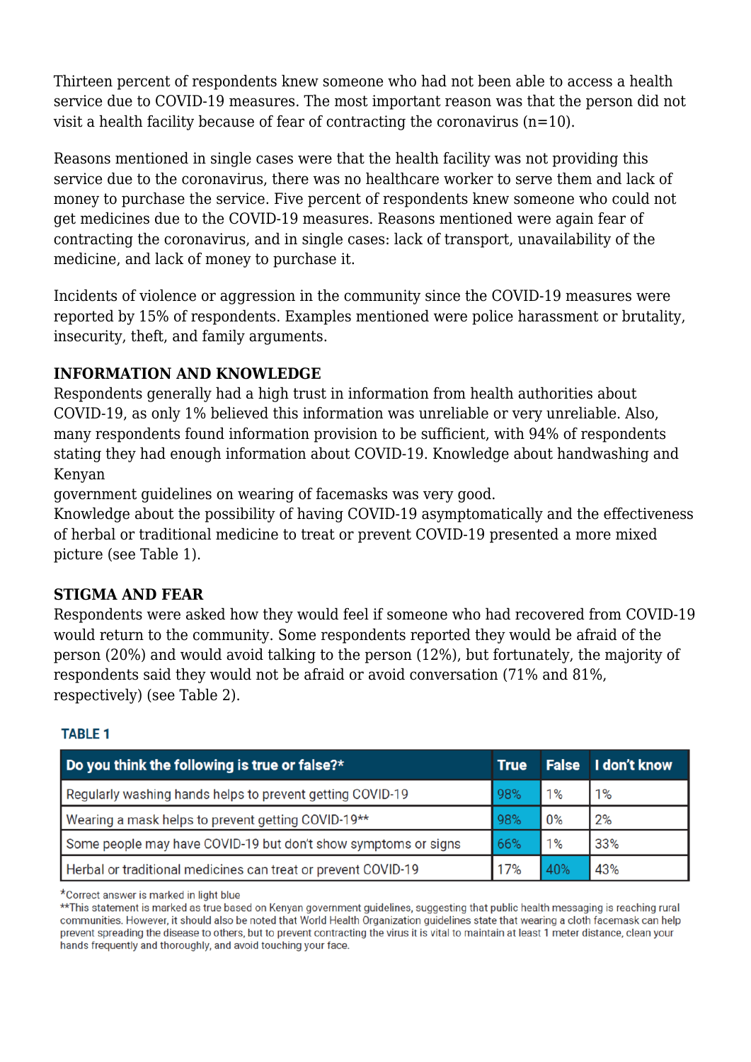Thirteen percent of respondents knew someone who had not been able to access a health service due to COVID-19 measures. The most important reason was that the person did not visit a health facility because of fear of contracting the coronavirus (n=10).

Reasons mentioned in single cases were that the health facility was not providing this service due to the coronavirus, there was no healthcare worker to serve them and lack of money to purchase the service. Five percent of respondents knew someone who could not get medicines due to the COVID-19 measures. Reasons mentioned were again fear of contracting the coronavirus, and in single cases: lack of transport, unavailability of the medicine, and lack of money to purchase it.

Incidents of violence or aggression in the community since the COVID-19 measures were reported by 15% of respondents. Examples mentioned were police harassment or brutality, insecurity, theft, and family arguments.

## INFORMATION AND KNOWLEDGE

Respondents generally had a high trust in information from health authorities about COVID-19, as only 1% believed this information was unreliable or very unreliable. Also, many respondents found information provision to be sufficient, with 94% of respondents stating they had enough information about COVID-19. Knowledge about handwashing and Kenyan
government guidelines on wearing of facemasks was very good.
Knowledge about the possibility of having COVID-19 asymptomatically and the effectiveness of herbal or traditional medicine to treat or prevent COVID-19 presented a more mixed picture (see Table 1).

## STIGMA AND FEAR

Respondents were asked how they would feel if someone who had recovered from COVID-19 would return to the community. Some respondents reported they would be afraid of the person (20%) and would avoid talking to the person (12%), but fortunately, the majority of respondents said they would not be afraid or avoid conversation (71% and 81%, respectively) (see Table 2).

**TABLE 1**

| Do you think the following is true or false?* | True | False | I don't know |
|---|---|---|---|
| Regularly washing hands helps to prevent getting COVID-19 | 98% | 1% | 1% |
| Wearing a mask helps to prevent getting COVID-19** | 98% | 0% | 2% |
| Some people may have COVID-19 but don't show symptoms or signs | 66% | 1% | 33% |
| Herbal or traditional medicines can treat or prevent COVID-19 | 17% | 40% | 43% |

*Correct answer is marked in light blue
**This statement is marked as true based on Kenyan government guidelines, suggesting that public health messaging is reaching rural communities. However, it should also be noted that World Health Organization guidelines state that wearing a cloth facemask can help prevent spreading the disease to others, but to prevent contracting the virus it is vital to maintain at least 1 meter distance, clean your hands frequently and thoroughly, and avoid touching your face.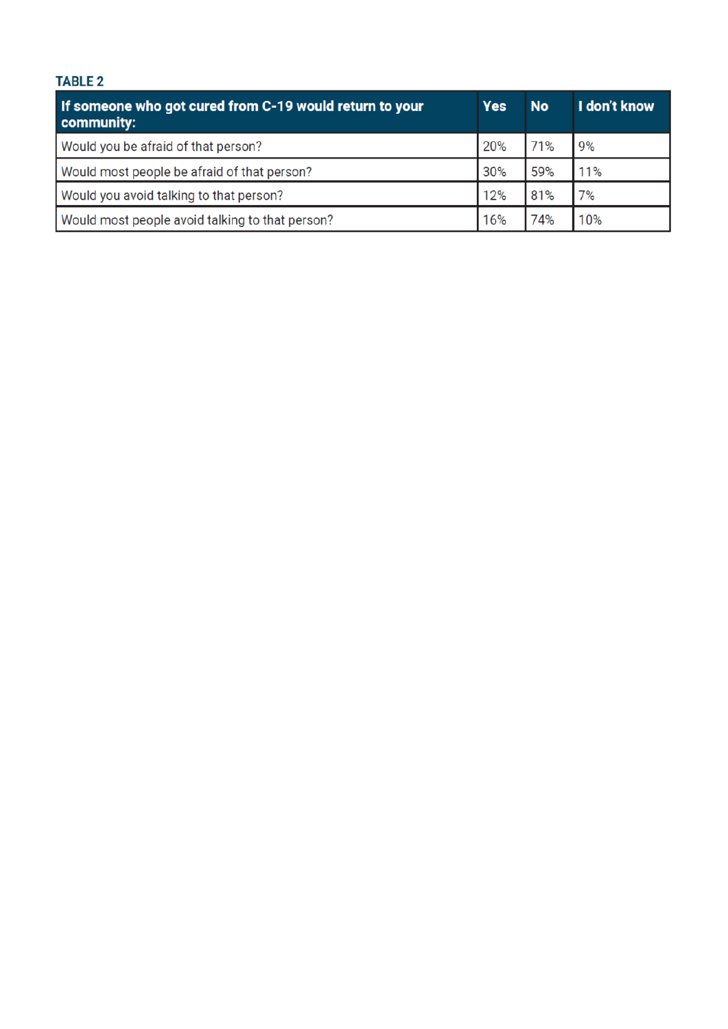**TABLE 2**

| If someone who got cured from C-19 would return to your community: | Yes | No | I don't know |
|---|---|---|---|
| Would you be afraid of that person? | 20% | 71% | 9% |
| Would most people be afraid of that person? | 30% | 59% | 11% |
| Would you avoid talking to that person? | 12% | 81% | 7% |
| Would most people avoid talking to that person? | 16% | 74% | 10% |